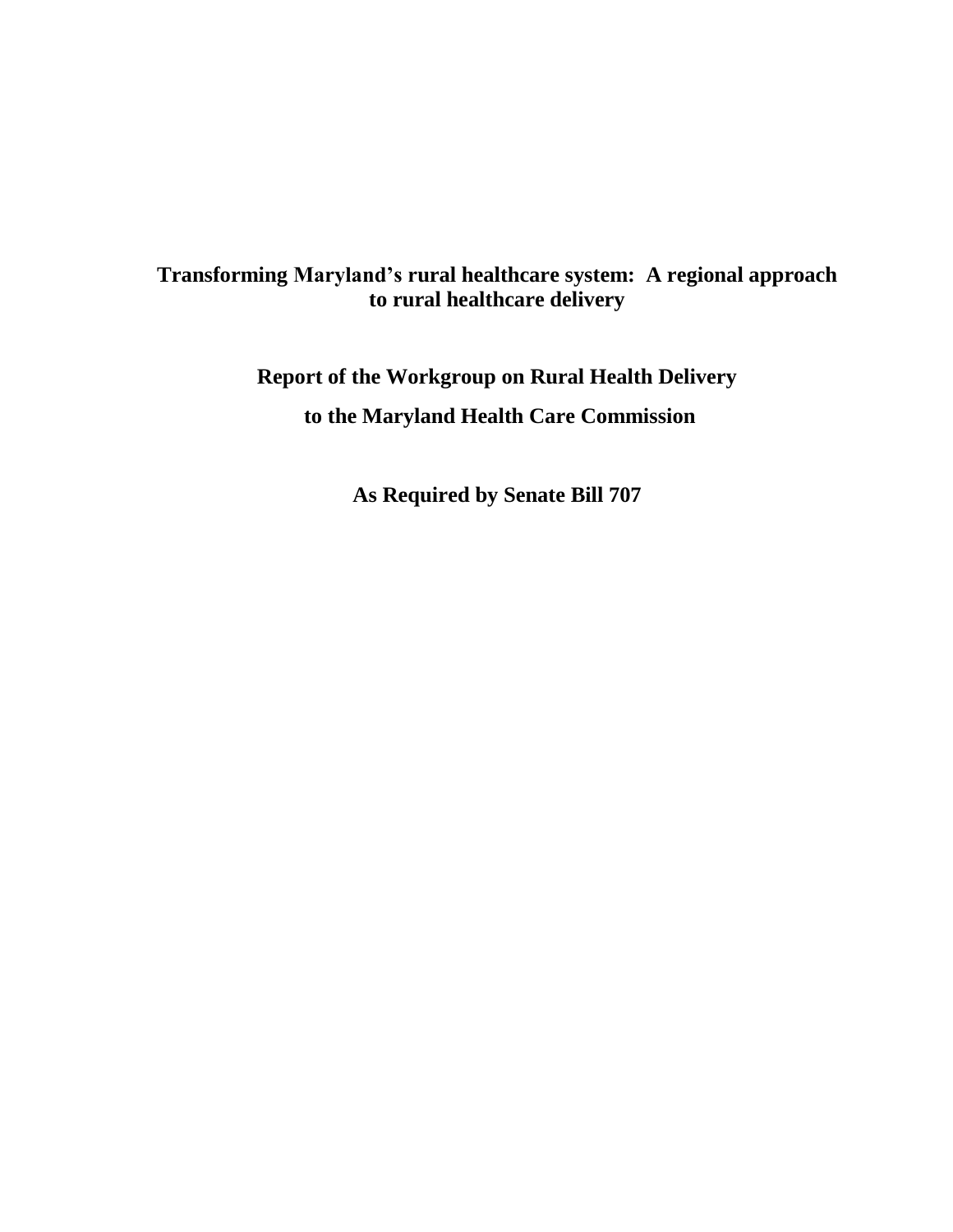# Transforming Maryland's rural healthcare system: A regional approach to rural healthcare delivery

## Report of the Workgroup on Rural Health Delivery

## to the Maryland Health Care Commission

## As Required by Senate Bill 707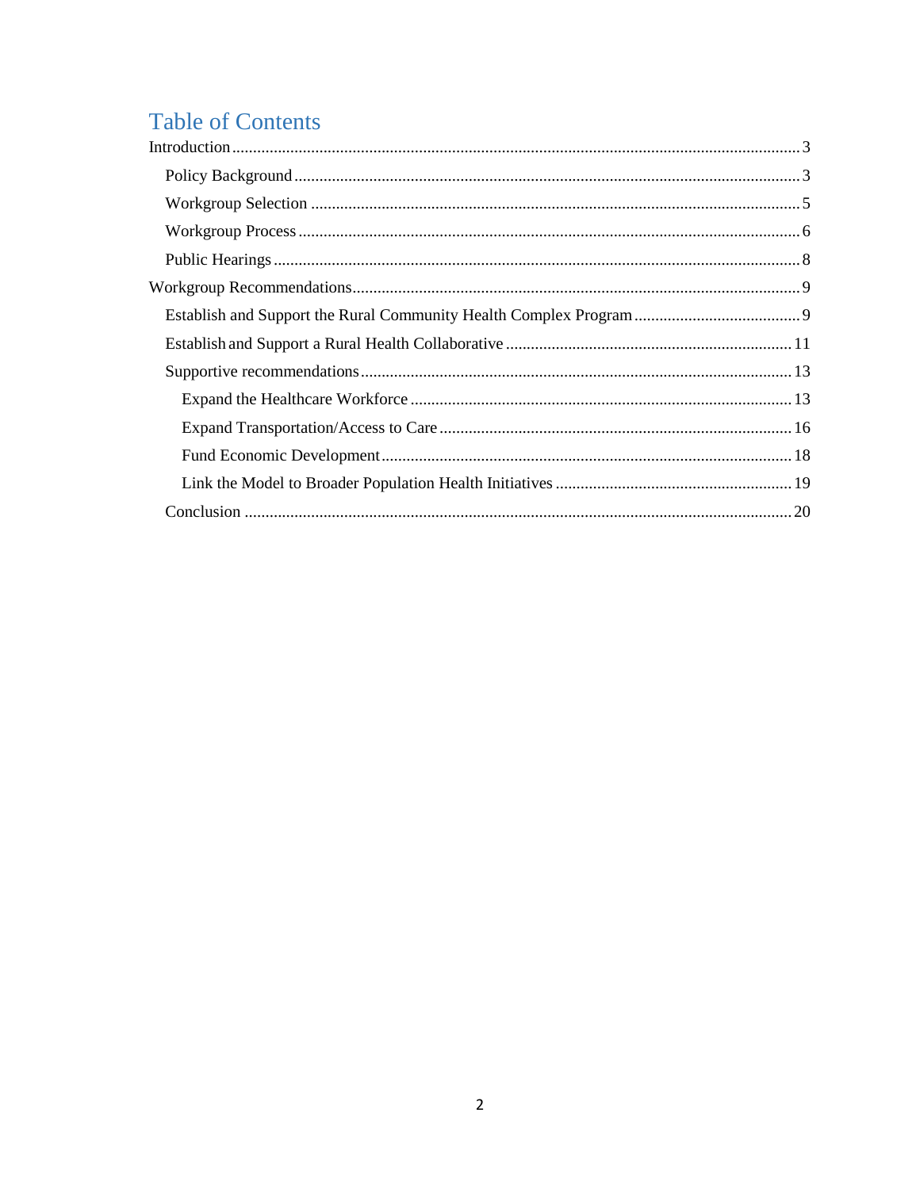# Table of Contents

- Introduction ... 3
  - Policy Background ... 3
  - Workgroup Selection ... 5
  - Workgroup Process ... 6
  - Public Hearings ... 8
- Workgroup Recommendations ... 9
  - Establish and Support the Rural Community Health Complex Program ... 9
  - Establish and Support a Rural Health Collaborative ... 11
  - Supportive recommendations ... 13
    - Expand the Healthcare Workforce ... 13
    - Expand Transportation/Access to Care ... 16
    - Fund Economic Development ... 18
    - Link the Model to Broader Population Health Initiatives ... 19
  - Conclusion ... 20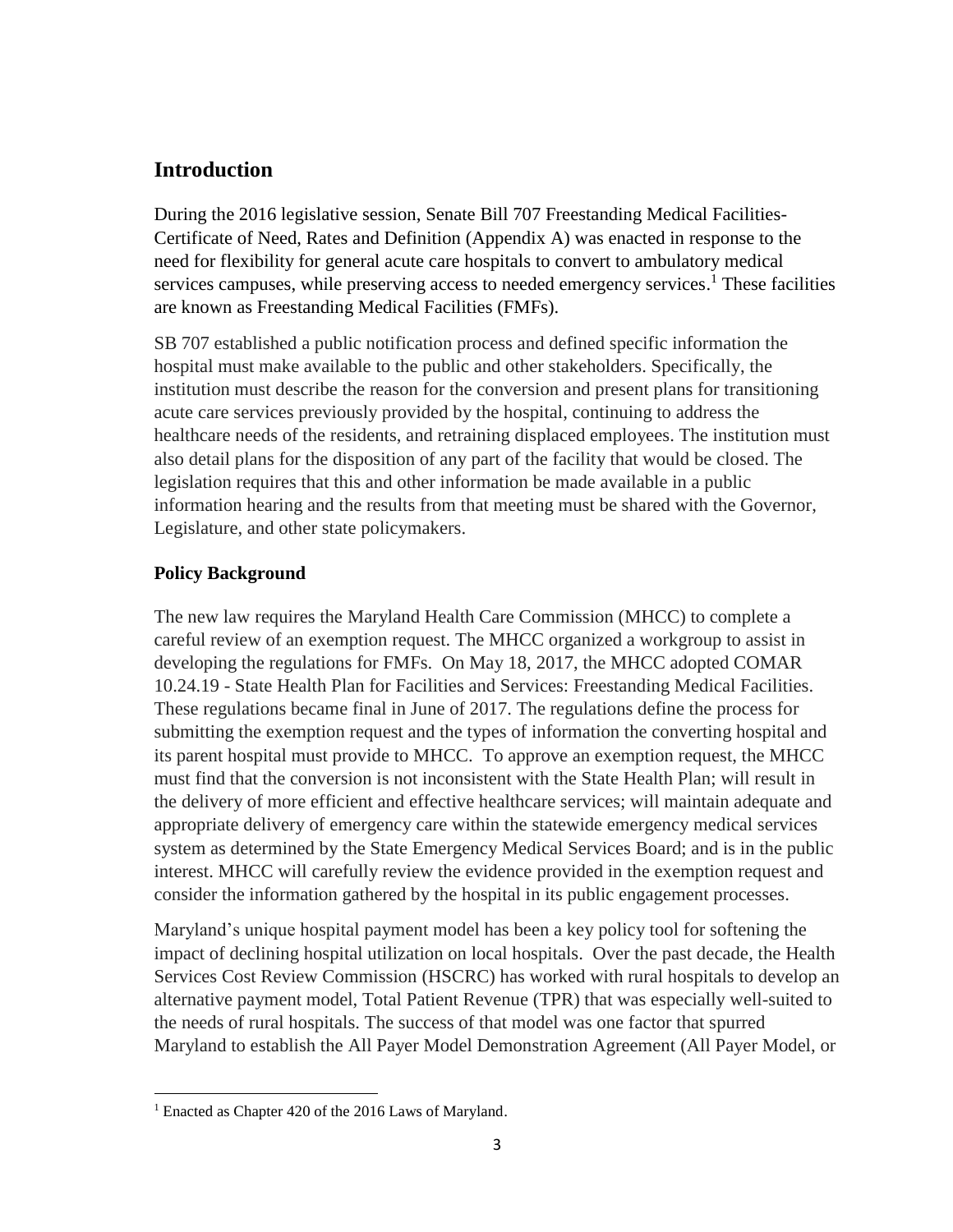## Introduction

During the 2016 legislative session, Senate Bill 707 Freestanding Medical Facilities-Certificate of Need, Rates and Definition (Appendix A) was enacted in response to the need for flexibility for general acute care hospitals to convert to ambulatory medical services campuses, while preserving access to needed emergency services.[1] These facilities are known as Freestanding Medical Facilities (FMFs).

SB 707 established a public notification process and defined specific information the hospital must make available to the public and other stakeholders. Specifically, the institution must describe the reason for the conversion and present plans for transitioning acute care services previously provided by the hospital, continuing to address the healthcare needs of the residents, and retraining displaced employees. The institution must also detail plans for the disposition of any part of the facility that would be closed. The legislation requires that this and other information be made available in a public information hearing and the results from that meeting must be shared with the Governor, Legislature, and other state policymakers.

### Policy Background

The new law requires the Maryland Health Care Commission (MHCC) to complete a careful review of an exemption request. The MHCC organized a workgroup to assist in developing the regulations for FMFs. On May 18, 2017, the MHCC adopted COMAR 10.24.19 - State Health Plan for Facilities and Services: Freestanding Medical Facilities. These regulations became final in June of 2017. The regulations define the process for submitting the exemption request and the types of information the converting hospital and its parent hospital must provide to MHCC. To approve an exemption request, the MHCC must find that the conversion is not inconsistent with the State Health Plan; will result in the delivery of more efficient and effective healthcare services; will maintain adequate and appropriate delivery of emergency care within the statewide emergency medical services system as determined by the State Emergency Medical Services Board; and is in the public interest. MHCC will carefully review the evidence provided in the exemption request and consider the information gathered by the hospital in its public engagement processes.

Maryland's unique hospital payment model has been a key policy tool for softening the impact of declining hospital utilization on local hospitals. Over the past decade, the Health Services Cost Review Commission (HSCRC) has worked with rural hospitals to develop an alternative payment model, Total Patient Revenue (TPR) that was especially well-suited to the needs of rural hospitals. The success of that model was one factor that spurred Maryland to establish the All Payer Model Demonstration Agreement (All Payer Model, or

[1] Enacted as Chapter 420 of the 2016 Laws of Maryland.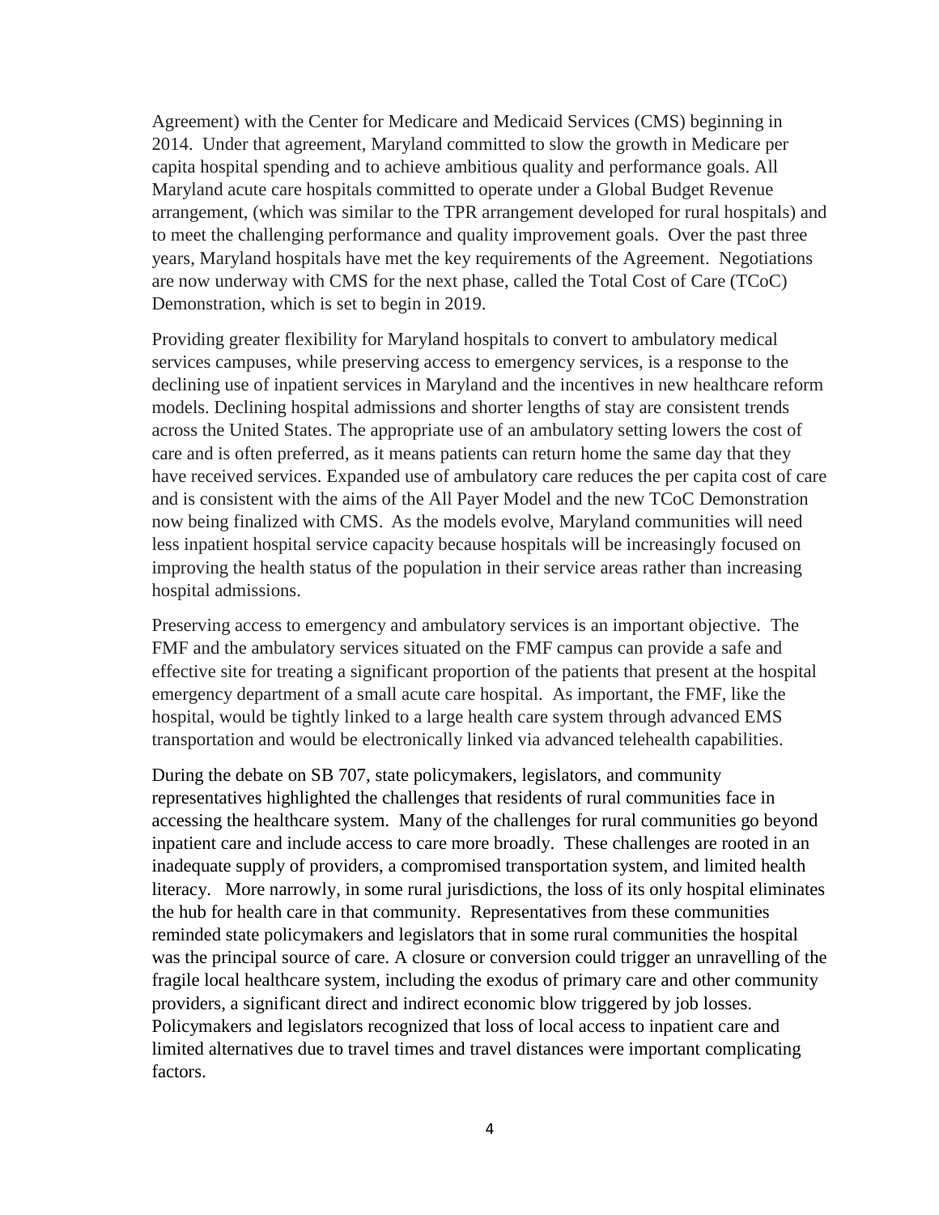Agreement) with the Center for Medicare and Medicaid Services (CMS) beginning in 2014. Under that agreement, Maryland committed to slow the growth in Medicare per capita hospital spending and to achieve ambitious quality and performance goals. All Maryland acute care hospitals committed to operate under a Global Budget Revenue arrangement, (which was similar to the TPR arrangement developed for rural hospitals) and to meet the challenging performance and quality improvement goals. Over the past three years, Maryland hospitals have met the key requirements of the Agreement. Negotiations are now underway with CMS for the next phase, called the Total Cost of Care (TCoC) Demonstration, which is set to begin in 2019.

Providing greater flexibility for Maryland hospitals to convert to ambulatory medical services campuses, while preserving access to emergency services, is a response to the declining use of inpatient services in Maryland and the incentives in new healthcare reform models. Declining hospital admissions and shorter lengths of stay are consistent trends across the United States. The appropriate use of an ambulatory setting lowers the cost of care and is often preferred, as it means patients can return home the same day that they have received services. Expanded use of ambulatory care reduces the per capita cost of care and is consistent with the aims of the All Payer Model and the new TCoC Demonstration now being finalized with CMS. As the models evolve, Maryland communities will need less inpatient hospital service capacity because hospitals will be increasingly focused on improving the health status of the population in their service areas rather than increasing hospital admissions.

Preserving access to emergency and ambulatory services is an important objective. The FMF and the ambulatory services situated on the FMF campus can provide a safe and effective site for treating a significant proportion of the patients that present at the hospital emergency department of a small acute care hospital. As important, the FMF, like the hospital, would be tightly linked to a large health care system through advanced EMS transportation and would be electronically linked via advanced telehealth capabilities.

During the debate on SB 707, state policymakers, legislators, and community representatives highlighted the challenges that residents of rural communities face in accessing the healthcare system. Many of the challenges for rural communities go beyond inpatient care and include access to care more broadly. These challenges are rooted in an inadequate supply of providers, a compromised transportation system, and limited health literacy. More narrowly, in some rural jurisdictions, the loss of its only hospital eliminates the hub for health care in that community. Representatives from these communities reminded state policymakers and legislators that in some rural communities the hospital was the principal source of care. A closure or conversion could trigger an unravelling of the fragile local healthcare system, including the exodus of primary care and other community providers, a significant direct and indirect economic blow triggered by job losses. Policymakers and legislators recognized that loss of local access to inpatient care and limited alternatives due to travel times and travel distances were important complicating factors.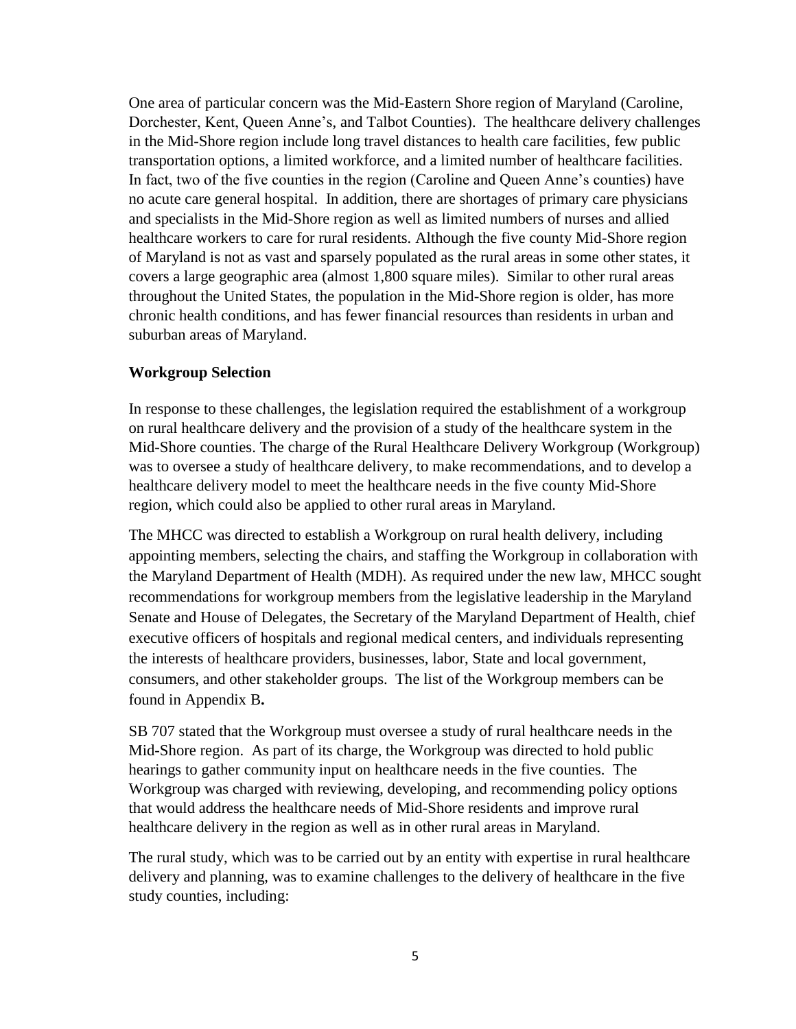One area of particular concern was the Mid-Eastern Shore region of Maryland (Caroline, Dorchester, Kent, Queen Anne's, and Talbot Counties). The healthcare delivery challenges in the Mid-Shore region include long travel distances to health care facilities, few public transportation options, a limited workforce, and a limited number of healthcare facilities. In fact, two of the five counties in the region (Caroline and Queen Anne's counties) have no acute care general hospital. In addition, there are shortages of primary care physicians and specialists in the Mid-Shore region as well as limited numbers of nurses and allied healthcare workers to care for rural residents. Although the five county Mid-Shore region of Maryland is not as vast and sparsely populated as the rural areas in some other states, it covers a large geographic area (almost 1,800 square miles). Similar to other rural areas throughout the United States, the population in the Mid-Shore region is older, has more chronic health conditions, and has fewer financial resources than residents in urban and suburban areas of Maryland.

**Workgroup Selection**

In response to these challenges, the legislation required the establishment of a workgroup on rural healthcare delivery and the provision of a study of the healthcare system in the Mid-Shore counties. The charge of the Rural Healthcare Delivery Workgroup (Workgroup) was to oversee a study of healthcare delivery, to make recommendations, and to develop a healthcare delivery model to meet the healthcare needs in the five county Mid-Shore region, which could also be applied to other rural areas in Maryland.

The MHCC was directed to establish a Workgroup on rural health delivery, including appointing members, selecting the chairs, and staffing the Workgroup in collaboration with the Maryland Department of Health (MDH). As required under the new law, MHCC sought recommendations for workgroup members from the legislative leadership in the Maryland Senate and House of Delegates, the Secretary of the Maryland Department of Health, chief executive officers of hospitals and regional medical centers, and individuals representing the interests of healthcare providers, businesses, labor, State and local government, consumers, and other stakeholder groups. The list of the Workgroup members can be found in Appendix B**.**

SB 707 stated that the Workgroup must oversee a study of rural healthcare needs in the Mid-Shore region. As part of its charge, the Workgroup was directed to hold public hearings to gather community input on healthcare needs in the five counties. The Workgroup was charged with reviewing, developing, and recommending policy options that would address the healthcare needs of Mid-Shore residents and improve rural healthcare delivery in the region as well as in other rural areas in Maryland.

The rural study, which was to be carried out by an entity with expertise in rural healthcare delivery and planning, was to examine challenges to the delivery of healthcare in the five study counties, including: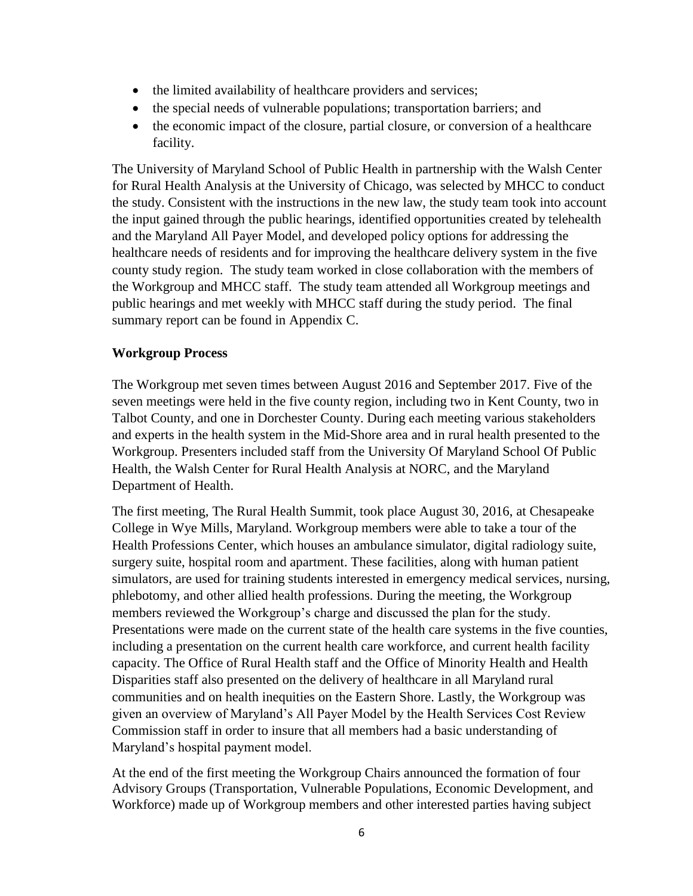- the limited availability of healthcare providers and services;
- the special needs of vulnerable populations; transportation barriers; and
- the economic impact of the closure, partial closure, or conversion of a healthcare facility.

The University of Maryland School of Public Health in partnership with the Walsh Center for Rural Health Analysis at the University of Chicago, was selected by MHCC to conduct the study. Consistent with the instructions in the new law, the study team took into account the input gained through the public hearings, identified opportunities created by telehealth and the Maryland All Payer Model, and developed policy options for addressing the healthcare needs of residents and for improving the healthcare delivery system in the five county study region. The study team worked in close collaboration with the members of the Workgroup and MHCC staff. The study team attended all Workgroup meetings and public hearings and met weekly with MHCC staff during the study period. The final summary report can be found in Appendix C.

**Workgroup Process**

The Workgroup met seven times between August 2016 and September 2017. Five of the seven meetings were held in the five county region, including two in Kent County, two in Talbot County, and one in Dorchester County. During each meeting various stakeholders and experts in the health system in the Mid-Shore area and in rural health presented to the Workgroup. Presenters included staff from the University Of Maryland School Of Public Health, the Walsh Center for Rural Health Analysis at NORC, and the Maryland Department of Health.

The first meeting, The Rural Health Summit, took place August 30, 2016, at Chesapeake College in Wye Mills, Maryland. Workgroup members were able to take a tour of the Health Professions Center, which houses an ambulance simulator, digital radiology suite, surgery suite, hospital room and apartment. These facilities, along with human patient simulators, are used for training students interested in emergency medical services, nursing, phlebotomy, and other allied health professions. During the meeting, the Workgroup members reviewed the Workgroup's charge and discussed the plan for the study. Presentations were made on the current state of the health care systems in the five counties, including a presentation on the current health care workforce, and current health facility capacity. The Office of Rural Health staff and the Office of Minority Health and Health Disparities staff also presented on the delivery of healthcare in all Maryland rural communities and on health inequities on the Eastern Shore. Lastly, the Workgroup was given an overview of Maryland's All Payer Model by the Health Services Cost Review Commission staff in order to insure that all members had a basic understanding of Maryland's hospital payment model.

At the end of the first meeting the Workgroup Chairs announced the formation of four Advisory Groups (Transportation, Vulnerable Populations, Economic Development, and Workforce) made up of Workgroup members and other interested parties having subject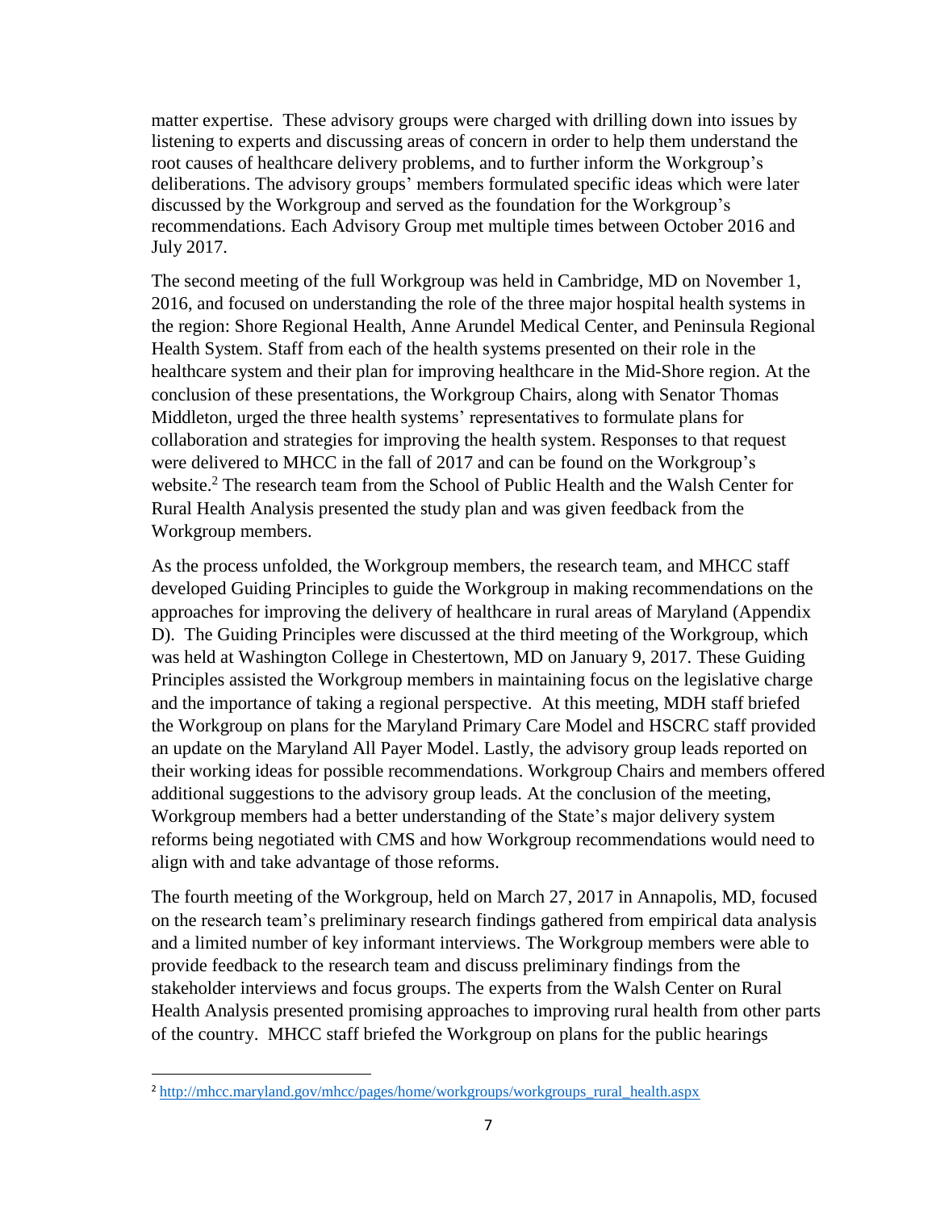matter expertise. These advisory groups were charged with drilling down into issues by listening to experts and discussing areas of concern in order to help them understand the root causes of healthcare delivery problems, and to further inform the Workgroup's deliberations. The advisory groups' members formulated specific ideas which were later discussed by the Workgroup and served as the foundation for the Workgroup's recommendations. Each Advisory Group met multiple times between October 2016 and July 2017.

The second meeting of the full Workgroup was held in Cambridge, MD on November 1, 2016, and focused on understanding the role of the three major hospital health systems in the region: Shore Regional Health, Anne Arundel Medical Center, and Peninsula Regional Health System. Staff from each of the health systems presented on their role in the healthcare system and their plan for improving healthcare in the Mid-Shore region. At the conclusion of these presentations, the Workgroup Chairs, along with Senator Thomas Middleton, urged the three health systems' representatives to formulate plans for collaboration and strategies for improving the health system. Responses to that request were delivered to MHCC in the fall of 2017 and can be found on the Workgroup's website.[2] The research team from the School of Public Health and the Walsh Center for Rural Health Analysis presented the study plan and was given feedback from the Workgroup members.

As the process unfolded, the Workgroup members, the research team, and MHCC staff developed Guiding Principles to guide the Workgroup in making recommendations on the approaches for improving the delivery of healthcare in rural areas of Maryland (Appendix D). The Guiding Principles were discussed at the third meeting of the Workgroup, which was held at Washington College in Chestertown, MD on January 9, 2017. These Guiding Principles assisted the Workgroup members in maintaining focus on the legislative charge and the importance of taking a regional perspective. At this meeting, MDH staff briefed the Workgroup on plans for the Maryland Primary Care Model and HSCRC staff provided an update on the Maryland All Payer Model. Lastly, the advisory group leads reported on their working ideas for possible recommendations. Workgroup Chairs and members offered additional suggestions to the advisory group leads. At the conclusion of the meeting, Workgroup members had a better understanding of the State's major delivery system reforms being negotiated with CMS and how Workgroup recommendations would need to align with and take advantage of those reforms.

The fourth meeting of the Workgroup, held on March 27, 2017 in Annapolis, MD, focused on the research team's preliminary research findings gathered from empirical data analysis and a limited number of key informant interviews. The Workgroup members were able to provide feedback to the research team and discuss preliminary findings from the stakeholder interviews and focus groups. The experts from the Walsh Center on Rural Health Analysis presented promising approaches to improving rural health from other parts of the country. MHCC staff briefed the Workgroup on plans for the public hearings

---

[2] http://mhcc.maryland.gov/mhcc/pages/home/workgroups/workgroups_rural_health.aspx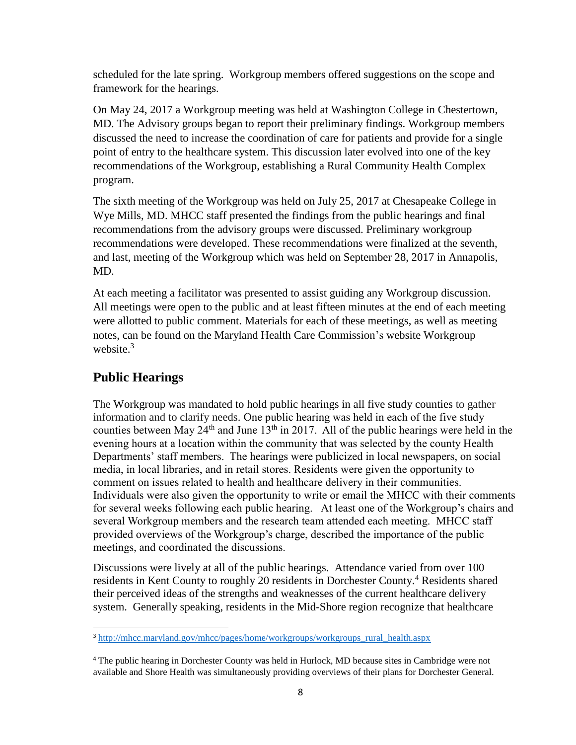scheduled for the late spring. Workgroup members offered suggestions on the scope and framework for the hearings.

On May 24, 2017 a Workgroup meeting was held at Washington College in Chestertown, MD. The Advisory groups began to report their preliminary findings. Workgroup members discussed the need to increase the coordination of care for patients and provide for a single point of entry to the healthcare system. This discussion later evolved into one of the key recommendations of the Workgroup, establishing a Rural Community Health Complex program.

The sixth meeting of the Workgroup was held on July 25, 2017 at Chesapeake College in Wye Mills, MD. MHCC staff presented the findings from the public hearings and final recommendations from the advisory groups were discussed. Preliminary workgroup recommendations were developed. These recommendations were finalized at the seventh, and last, meeting of the Workgroup which was held on September 28, 2017 in Annapolis, MD.

At each meeting a facilitator was presented to assist guiding any Workgroup discussion. All meetings were open to the public and at least fifteen minutes at the end of each meeting were allotted to public comment. Materials for each of these meetings, as well as meeting notes, can be found on the Maryland Health Care Commission's website Workgroup website.[3]

## Public Hearings

The Workgroup was mandated to hold public hearings in all five study counties to gather information and to clarify needs. One public hearing was held in each of the five study counties between May 24th and June 13th in 2017. All of the public hearings were held in the evening hours at a location within the community that was selected by the county Health Departments' staff members. The hearings were publicized in local newspapers, on social media, in local libraries, and in retail stores. Residents were given the opportunity to comment on issues related to health and healthcare delivery in their communities. Individuals were also given the opportunity to write or email the MHCC with their comments for several weeks following each public hearing. At least one of the Workgroup's chairs and several Workgroup members and the research team attended each meeting. MHCC staff provided overviews of the Workgroup's charge, described the importance of the public meetings, and coordinated the discussions.

Discussions were lively at all of the public hearings. Attendance varied from over 100 residents in Kent County to roughly 20 residents in Dorchester County.[4] Residents shared their perceived ideas of the strengths and weaknesses of the current healthcare delivery system. Generally speaking, residents in the Mid-Shore region recognize that healthcare

---

[3] http://mhcc.maryland.gov/mhcc/pages/home/workgroups/workgroups_rural_health.aspx

[4] The public hearing in Dorchester County was held in Hurlock, MD because sites in Cambridge were not available and Shore Health was simultaneously providing overviews of their plans for Dorchester General.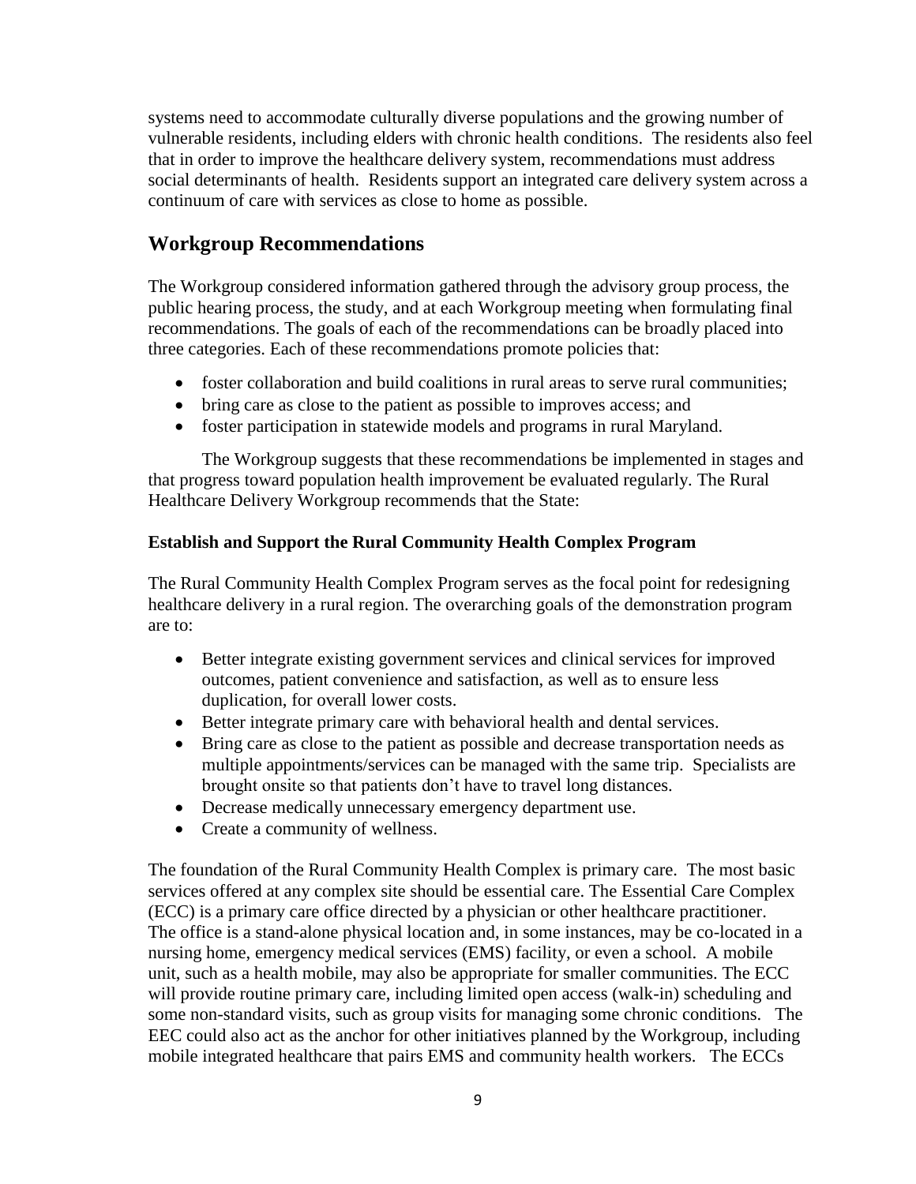systems need to accommodate culturally diverse populations and the growing number of vulnerable residents, including elders with chronic health conditions. The residents also feel that in order to improve the healthcare delivery system, recommendations must address social determinants of health. Residents support an integrated care delivery system across a continuum of care with services as close to home as possible.

## Workgroup Recommendations

The Workgroup considered information gathered through the advisory group process, the public hearing process, the study, and at each Workgroup meeting when formulating final recommendations. The goals of each of the recommendations can be broadly placed into three categories. Each of these recommendations promote policies that:

- foster collaboration and build coalitions in rural areas to serve rural communities;
- bring care as close to the patient as possible to improves access; and
- foster participation in statewide models and programs in rural Maryland.

The Workgroup suggests that these recommendations be implemented in stages and that progress toward population health improvement be evaluated regularly. The Rural Healthcare Delivery Workgroup recommends that the State:

### Establish and Support the Rural Community Health Complex Program

The Rural Community Health Complex Program serves as the focal point for redesigning healthcare delivery in a rural region. The overarching goals of the demonstration program are to:

- Better integrate existing government services and clinical services for improved outcomes, patient convenience and satisfaction, as well as to ensure less duplication, for overall lower costs.
- Better integrate primary care with behavioral health and dental services.
- Bring care as close to the patient as possible and decrease transportation needs as multiple appointments/services can be managed with the same trip. Specialists are brought onsite so that patients don't have to travel long distances.
- Decrease medically unnecessary emergency department use.
- Create a community of wellness.

The foundation of the Rural Community Health Complex is primary care. The most basic services offered at any complex site should be essential care. The Essential Care Complex (ECC) is a primary care office directed by a physician or other healthcare practitioner. The office is a stand-alone physical location and, in some instances, may be co-located in a nursing home, emergency medical services (EMS) facility, or even a school. A mobile unit, such as a health mobile, may also be appropriate for smaller communities. The ECC will provide routine primary care, including limited open access (walk-in) scheduling and some non-standard visits, such as group visits for managing some chronic conditions. The EEC could also act as the anchor for other initiatives planned by the Workgroup, including mobile integrated healthcare that pairs EMS and community health workers. The ECCs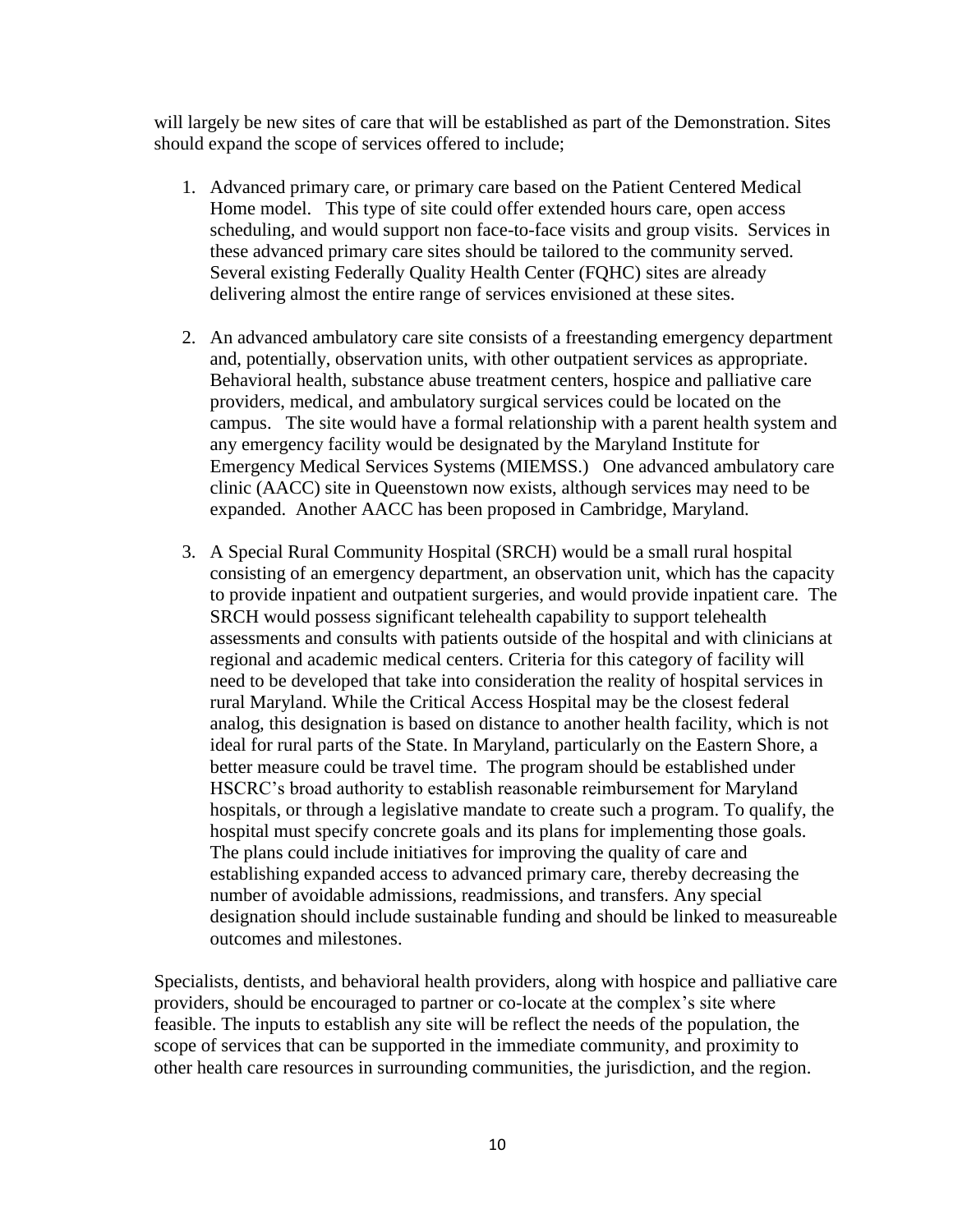will largely be new sites of care that will be established as part of the Demonstration. Sites should expand the scope of services offered to include;

1. Advanced primary care, or primary care based on the Patient Centered Medical Home model. This type of site could offer extended hours care, open access scheduling, and would support non face-to-face visits and group visits. Services in these advanced primary care sites should be tailored to the community served. Several existing Federally Quality Health Center (FQHC) sites are already delivering almost the entire range of services envisioned at these sites.

2. An advanced ambulatory care site consists of a freestanding emergency department and, potentially, observation units, with other outpatient services as appropriate. Behavioral health, substance abuse treatment centers, hospice and palliative care providers, medical, and ambulatory surgical services could be located on the campus. The site would have a formal relationship with a parent health system and any emergency facility would be designated by the Maryland Institute for Emergency Medical Services Systems (MIEMSS.) One advanced ambulatory care clinic (AACC) site in Queenstown now exists, although services may need to be expanded. Another AACC has been proposed in Cambridge, Maryland.

3. A Special Rural Community Hospital (SRCH) would be a small rural hospital consisting of an emergency department, an observation unit, which has the capacity to provide inpatient and outpatient surgeries, and would provide inpatient care. The SRCH would possess significant telehealth capability to support telehealth assessments and consults with patients outside of the hospital and with clinicians at regional and academic medical centers. Criteria for this category of facility will need to be developed that take into consideration the reality of hospital services in rural Maryland. While the Critical Access Hospital may be the closest federal analog, this designation is based on distance to another health facility, which is not ideal for rural parts of the State. In Maryland, particularly on the Eastern Shore, a better measure could be travel time. The program should be established under HSCRC's broad authority to establish reasonable reimbursement for Maryland hospitals, or through a legislative mandate to create such a program. To qualify, the hospital must specify concrete goals and its plans for implementing those goals. The plans could include initiatives for improving the quality of care and establishing expanded access to advanced primary care, thereby decreasing the number of avoidable admissions, readmissions, and transfers. Any special designation should include sustainable funding and should be linked to measureable outcomes and milestones.

Specialists, dentists, and behavioral health providers, along with hospice and palliative care providers, should be encouraged to partner or co-locate at the complex's site where feasible. The inputs to establish any site will be reflect the needs of the population, the scope of services that can be supported in the immediate community, and proximity to other health care resources in surrounding communities, the jurisdiction, and the region.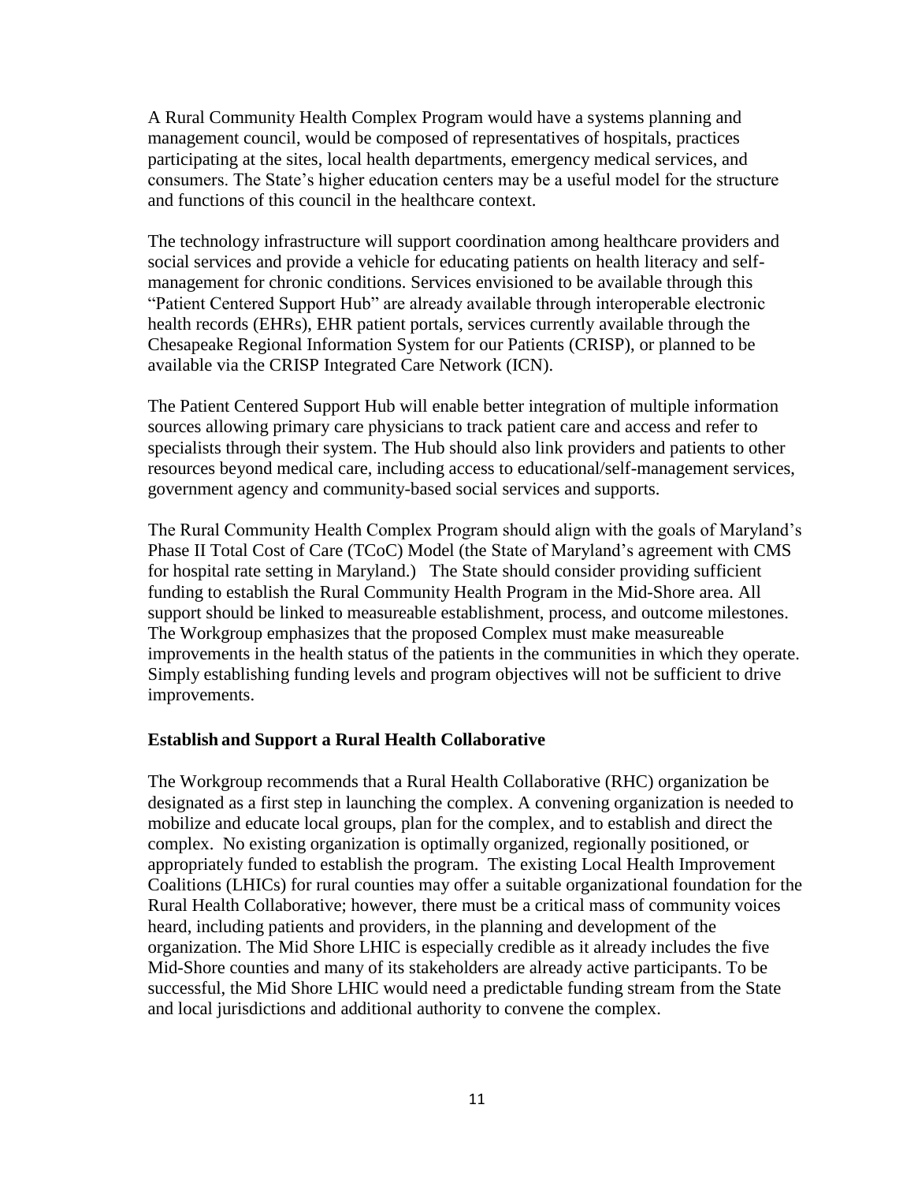A Rural Community Health Complex Program would have a systems planning and management council, would be composed of representatives of hospitals, practices participating at the sites, local health departments, emergency medical services, and consumers. The State's higher education centers may be a useful model for the structure and functions of this council in the healthcare context.

The technology infrastructure will support coordination among healthcare providers and social services and provide a vehicle for educating patients on health literacy and self-management for chronic conditions. Services envisioned to be available through this "Patient Centered Support Hub" are already available through interoperable electronic health records (EHRs), EHR patient portals, services currently available through the Chesapeake Regional Information System for our Patients (CRISP), or planned to be available via the CRISP Integrated Care Network (ICN).

The Patient Centered Support Hub will enable better integration of multiple information sources allowing primary care physicians to track patient care and access and refer to specialists through their system. The Hub should also link providers and patients to other resources beyond medical care, including access to educational/self-management services, government agency and community-based social services and supports.

The Rural Community Health Complex Program should align with the goals of Maryland's Phase II Total Cost of Care (TCoC) Model (the State of Maryland's agreement with CMS for hospital rate setting in Maryland.) The State should consider providing sufficient funding to establish the Rural Community Health Program in the Mid-Shore area. All support should be linked to measureable establishment, process, and outcome milestones. The Workgroup emphasizes that the proposed Complex must make measureable improvements in the health status of the patients in the communities in which they operate. Simply establishing funding levels and program objectives will not be sufficient to drive improvements.

**Establish and Support a Rural Health Collaborative**

The Workgroup recommends that a Rural Health Collaborative (RHC) organization be designated as a first step in launching the complex. A convening organization is needed to mobilize and educate local groups, plan for the complex, and to establish and direct the complex. No existing organization is optimally organized, regionally positioned, or appropriately funded to establish the program. The existing Local Health Improvement Coalitions (LHICs) for rural counties may offer a suitable organizational foundation for the Rural Health Collaborative; however, there must be a critical mass of community voices heard, including patients and providers, in the planning and development of the organization. The Mid Shore LHIC is especially credible as it already includes the five Mid-Shore counties and many of its stakeholders are already active participants. To be successful, the Mid Shore LHIC would need a predictable funding stream from the State and local jurisdictions and additional authority to convene the complex.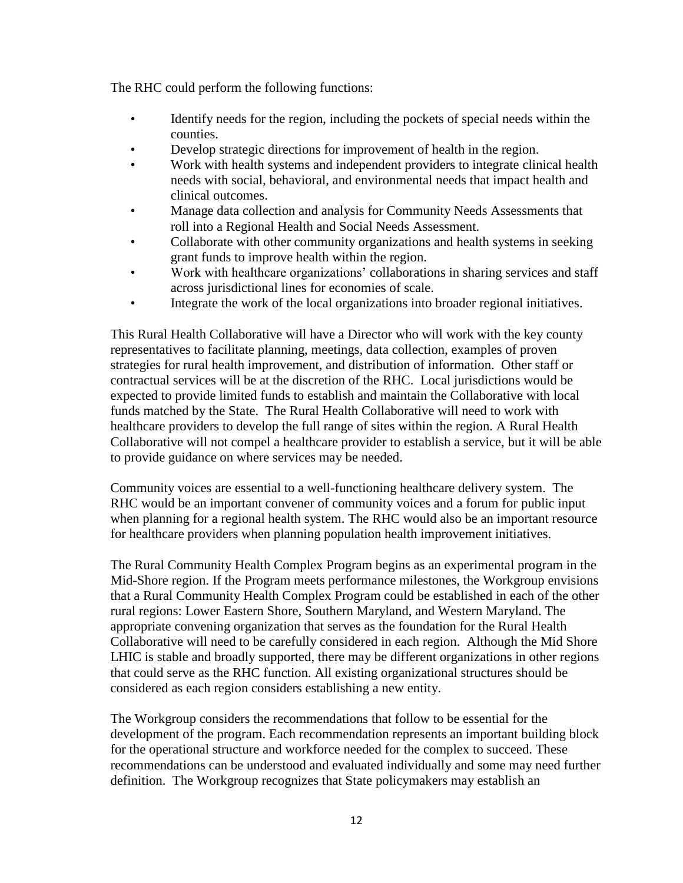The RHC could perform the following functions:

- Identify needs for the region, including the pockets of special needs within the counties.
- Develop strategic directions for improvement of health in the region.
- Work with health systems and independent providers to integrate clinical health needs with social, behavioral, and environmental needs that impact health and clinical outcomes.
- Manage data collection and analysis for Community Needs Assessments that roll into a Regional Health and Social Needs Assessment.
- Collaborate with other community organizations and health systems in seeking grant funds to improve health within the region.
- Work with healthcare organizations' collaborations in sharing services and staff across jurisdictional lines for economies of scale.
- Integrate the work of the local organizations into broader regional initiatives.

This Rural Health Collaborative will have a Director who will work with the key county representatives to facilitate planning, meetings, data collection, examples of proven strategies for rural health improvement, and distribution of information. Other staff or contractual services will be at the discretion of the RHC. Local jurisdictions would be expected to provide limited funds to establish and maintain the Collaborative with local funds matched by the State. The Rural Health Collaborative will need to work with healthcare providers to develop the full range of sites within the region. A Rural Health Collaborative will not compel a healthcare provider to establish a service, but it will be able to provide guidance on where services may be needed.

Community voices are essential to a well-functioning healthcare delivery system. The RHC would be an important convener of community voices and a forum for public input when planning for a regional health system. The RHC would also be an important resource for healthcare providers when planning population health improvement initiatives.

The Rural Community Health Complex Program begins as an experimental program in the Mid-Shore region. If the Program meets performance milestones, the Workgroup envisions that a Rural Community Health Complex Program could be established in each of the other rural regions: Lower Eastern Shore, Southern Maryland, and Western Maryland. The appropriate convening organization that serves as the foundation for the Rural Health Collaborative will need to be carefully considered in each region. Although the Mid Shore LHIC is stable and broadly supported, there may be different organizations in other regions that could serve as the RHC function. All existing organizational structures should be considered as each region considers establishing a new entity.

The Workgroup considers the recommendations that follow to be essential for the development of the program. Each recommendation represents an important building block for the operational structure and workforce needed for the complex to succeed. These recommendations can be understood and evaluated individually and some may need further definition. The Workgroup recognizes that State policymakers may establish an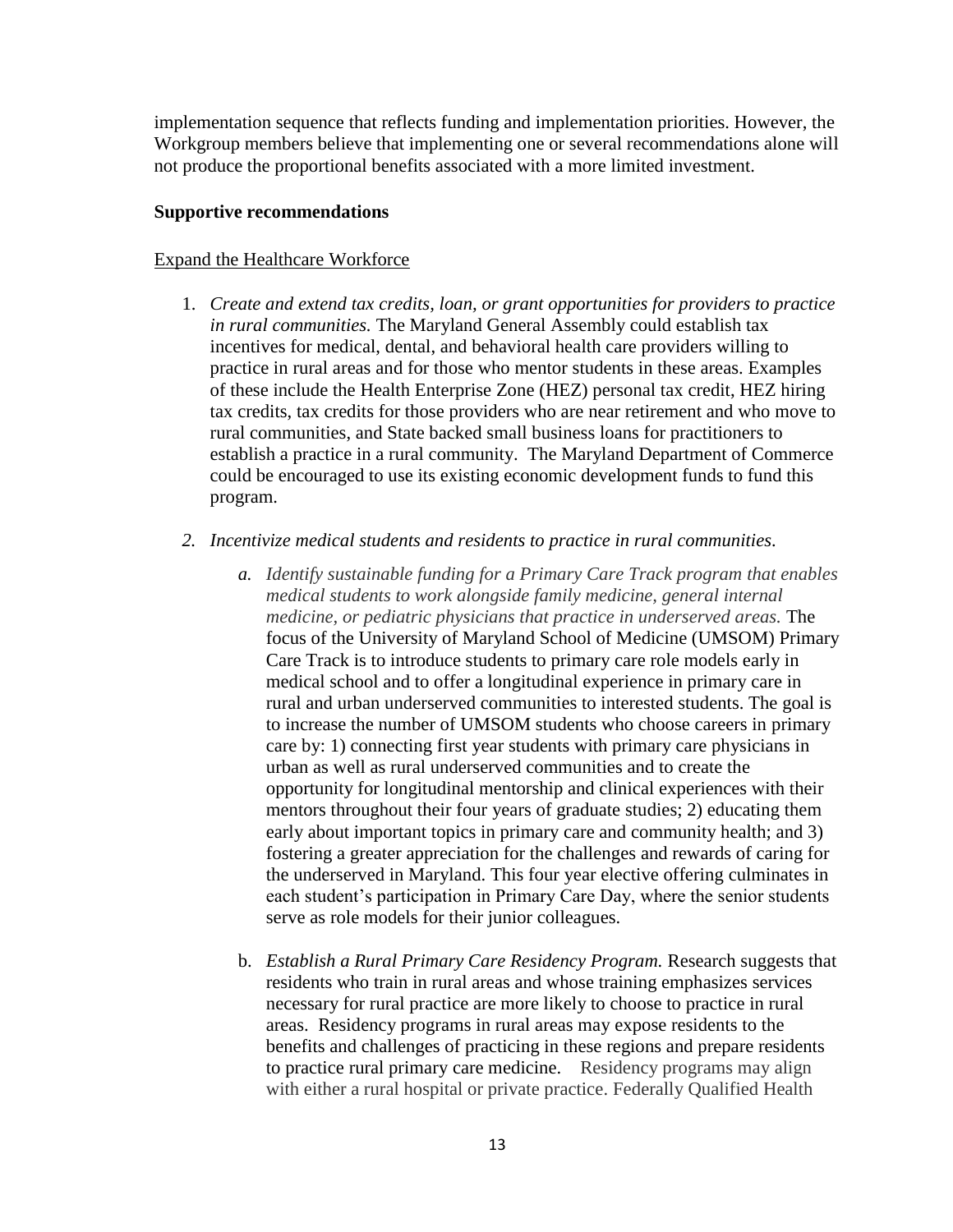implementation sequence that reflects funding and implementation priorities. However, the Workgroup members believe that implementing one or several recommendations alone will not produce the proportional benefits associated with a more limited investment.

**Supportive recommendations**

<u>Expand the Healthcare Workforce</u>

1. *Create and extend tax credits, loan, or grant opportunities for providers to practice in rural communities.* The Maryland General Assembly could establish tax incentives for medical, dental, and behavioral health care providers willing to practice in rural areas and for those who mentor students in these areas. Examples of these include the Health Enterprise Zone (HEZ) personal tax credit, HEZ hiring tax credits, tax credits for those providers who are near retirement and who move to rural communities, and State backed small business loans for practitioners to establish a practice in a rural community. The Maryland Department of Commerce could be encouraged to use its existing economic development funds to fund this program.

2. *Incentivize medical students and residents to practice in rural communities.*

   a. *Identify sustainable funding for a Primary Care Track program that enables medical students to work alongside family medicine, general internal medicine, or pediatric physicians that practice in underserved areas.* The focus of the University of Maryland School of Medicine (UMSOM) Primary Care Track is to introduce students to primary care role models early in medical school and to offer a longitudinal experience in primary care in rural and urban underserved communities to interested students. The goal is to increase the number of UMSOM students who choose careers in primary care by: 1) connecting first year students with primary care physicians in urban as well as rural underserved communities and to create the opportunity for longitudinal mentorship and clinical experiences with their mentors throughout their four years of graduate studies; 2) educating them early about important topics in primary care and community health; and 3) fostering a greater appreciation for the challenges and rewards of caring for the underserved in Maryland. This four year elective offering culminates in each student's participation in Primary Care Day, where the senior students serve as role models for their junior colleagues.

   b. *Establish a Rural Primary Care Residency Program.* Research suggests that residents who train in rural areas and whose training emphasizes services necessary for rural practice are more likely to choose to practice in rural areas. Residency programs in rural areas may expose residents to the benefits and challenges of practicing in these regions and prepare residents to practice rural primary care medicine. Residency programs may align with either a rural hospital or private practice. Federally Qualified Health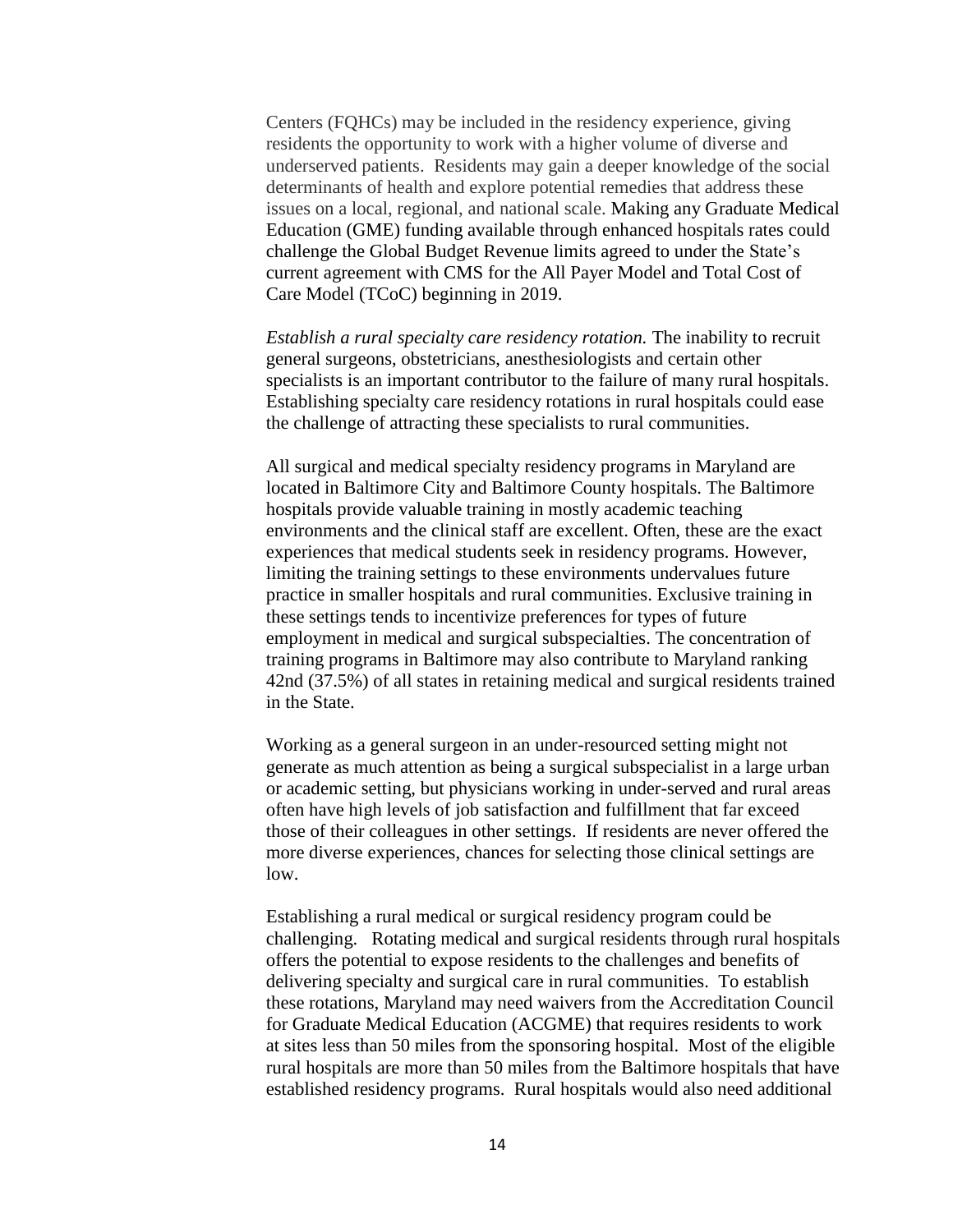Centers (FQHCs) may be included in the residency experience, giving residents the opportunity to work with a higher volume of diverse and underserved patients. Residents may gain a deeper knowledge of the social determinants of health and explore potential remedies that address these issues on a local, regional, and national scale. Making any Graduate Medical Education (GME) funding available through enhanced hospitals rates could challenge the Global Budget Revenue limits agreed to under the State's current agreement with CMS for the All Payer Model and Total Cost of Care Model (TCoC) beginning in 2019.

*Establish a rural specialty care residency rotation.* The inability to recruit general surgeons, obstetricians, anesthesiologists and certain other specialists is an important contributor to the failure of many rural hospitals. Establishing specialty care residency rotations in rural hospitals could ease the challenge of attracting these specialists to rural communities.

All surgical and medical specialty residency programs in Maryland are located in Baltimore City and Baltimore County hospitals. The Baltimore hospitals provide valuable training in mostly academic teaching environments and the clinical staff are excellent. Often, these are the exact experiences that medical students seek in residency programs. However, limiting the training settings to these environments undervalues future practice in smaller hospitals and rural communities. Exclusive training in these settings tends to incentivize preferences for types of future employment in medical and surgical subspecialties. The concentration of training programs in Baltimore may also contribute to Maryland ranking 42nd (37.5%) of all states in retaining medical and surgical residents trained in the State.

Working as a general surgeon in an under-resourced setting might not generate as much attention as being a surgical subspecialist in a large urban or academic setting, but physicians working in under-served and rural areas often have high levels of job satisfaction and fulfillment that far exceed those of their colleagues in other settings. If residents are never offered the more diverse experiences, chances for selecting those clinical settings are low.

Establishing a rural medical or surgical residency program could be challenging. Rotating medical and surgical residents through rural hospitals offers the potential to expose residents to the challenges and benefits of delivering specialty and surgical care in rural communities. To establish these rotations, Maryland may need waivers from the Accreditation Council for Graduate Medical Education (ACGME) that requires residents to work at sites less than 50 miles from the sponsoring hospital. Most of the eligible rural hospitals are more than 50 miles from the Baltimore hospitals that have established residency programs. Rural hospitals would also need additional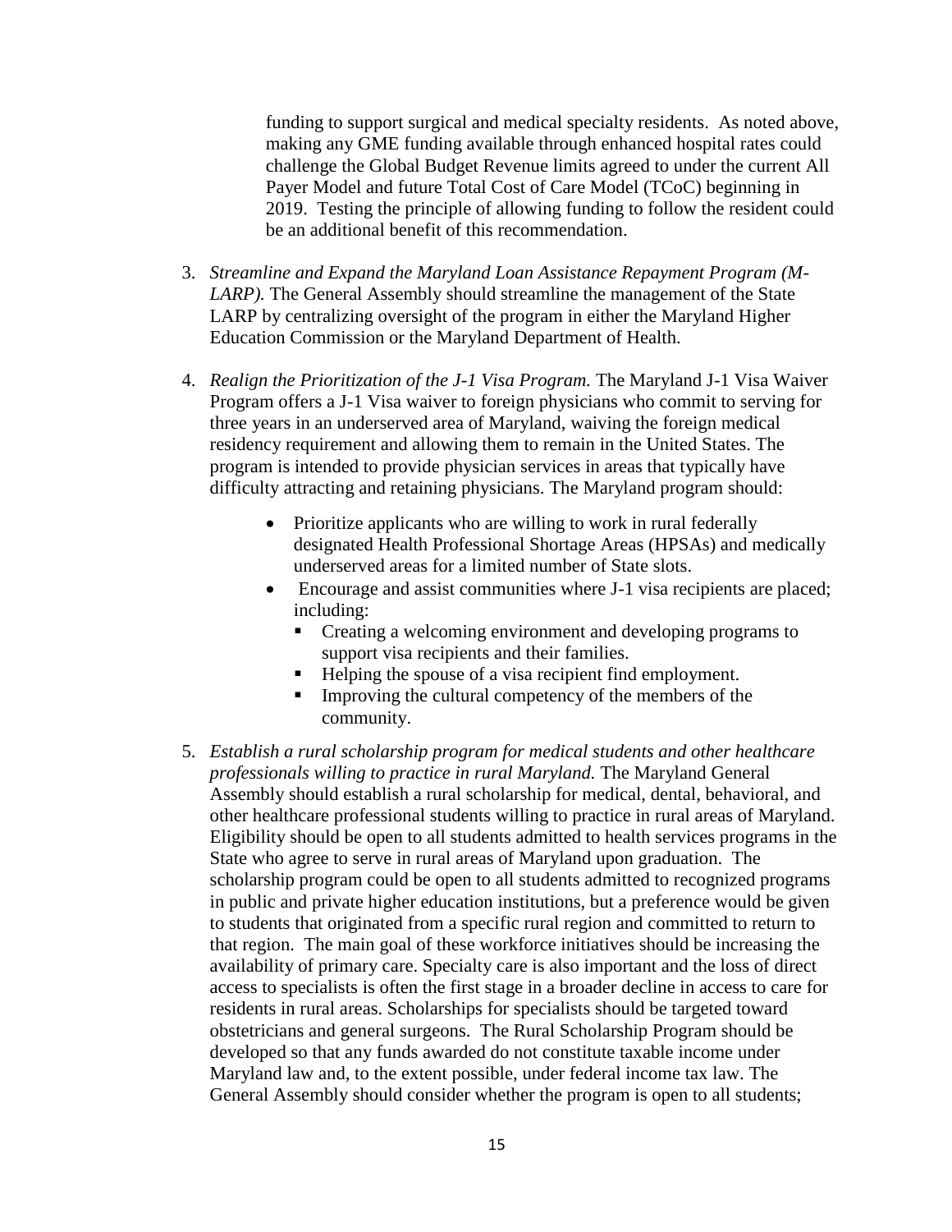funding to support surgical and medical specialty residents. As noted above, making any GME funding available through enhanced hospital rates could challenge the Global Budget Revenue limits agreed to under the current All Payer Model and future Total Cost of Care Model (TCoC) beginning in 2019. Testing the principle of allowing funding to follow the resident could be an additional benefit of this recommendation.

3. *Streamline and Expand the Maryland Loan Assistance Repayment Program (M-LARP).* The General Assembly should streamline the management of the State LARP by centralizing oversight of the program in either the Maryland Higher Education Commission or the Maryland Department of Health.

4. *Realign the Prioritization of the J-1 Visa Program.* The Maryland J-1 Visa Waiver Program offers a J-1 Visa waiver to foreign physicians who commit to serving for three years in an underserved area of Maryland, waiving the foreign medical residency requirement and allowing them to remain in the United States. The program is intended to provide physician services in areas that typically have difficulty attracting and retaining physicians. The Maryland program should:

    - Prioritize applicants who are willing to work in rural federally designated Health Professional Shortage Areas (HPSAs) and medically underserved areas for a limited number of State slots.
    - Encourage and assist communities where J-1 visa recipients are placed; including:
        - Creating a welcoming environment and developing programs to support visa recipients and their families.
        - Helping the spouse of a visa recipient find employment.
        - Improving the cultural competency of the members of the community.

5. *Establish a rural scholarship program for medical students and other healthcare professionals willing to practice in rural Maryland.* The Maryland General Assembly should establish a rural scholarship for medical, dental, behavioral, and other healthcare professional students willing to practice in rural areas of Maryland. Eligibility should be open to all students admitted to health services programs in the State who agree to serve in rural areas of Maryland upon graduation. The scholarship program could be open to all students admitted to recognized programs in public and private higher education institutions, but a preference would be given to students that originated from a specific rural region and committed to return to that region. The main goal of these workforce initiatives should be increasing the availability of primary care. Specialty care is also important and the loss of direct access to specialists is often the first stage in a broader decline in access to care for residents in rural areas. Scholarships for specialists should be targeted toward obstetricians and general surgeons. The Rural Scholarship Program should be developed so that any funds awarded do not constitute taxable income under Maryland law and, to the extent possible, under federal income tax law. The General Assembly should consider whether the program is open to all students;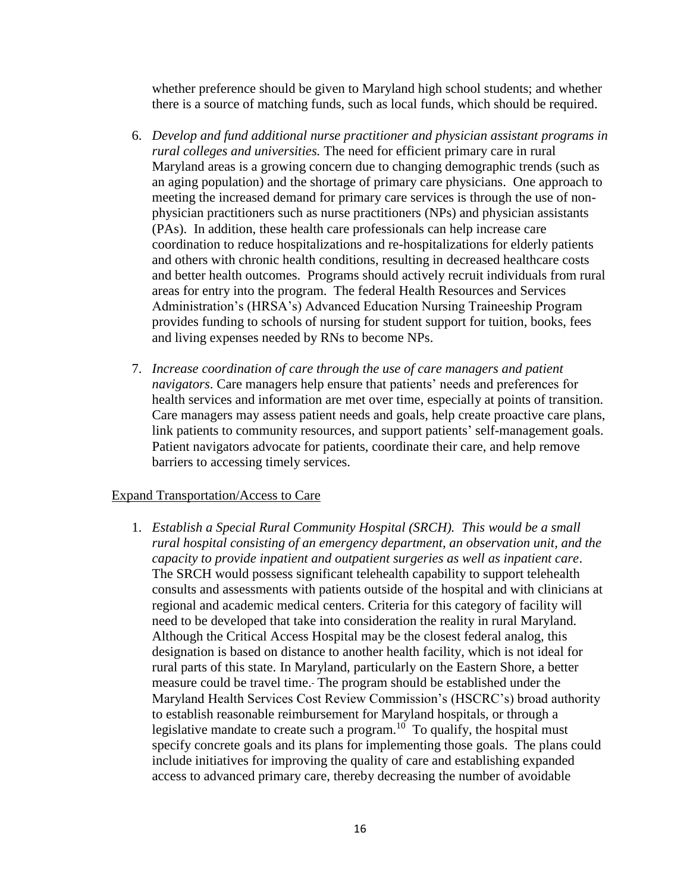whether preference should be given to Maryland high school students; and whether there is a source of matching funds, such as local funds, which should be required.

6. *Develop and fund additional nurse practitioner and physician assistant programs in rural colleges and universities.* The need for efficient primary care in rural Maryland areas is a growing concern due to changing demographic trends (such as an aging population) and the shortage of primary care physicians. One approach to meeting the increased demand for primary care services is through the use of non-physician practitioners such as nurse practitioners (NPs) and physician assistants (PAs). In addition, these health care professionals can help increase care coordination to reduce hospitalizations and re-hospitalizations for elderly patients and others with chronic health conditions, resulting in decreased healthcare costs and better health outcomes. Programs should actively recruit individuals from rural areas for entry into the program. The federal Health Resources and Services Administration's (HRSA's) Advanced Education Nursing Traineeship Program provides funding to schools of nursing for student support for tuition, books, fees and living expenses needed by RNs to become NPs.

7. *Increase coordination of care through the use of care managers and patient navigators*. Care managers help ensure that patients' needs and preferences for health services and information are met over time, especially at points of transition. Care managers may assess patient needs and goals, help create proactive care plans, link patients to community resources, and support patients' self-management goals. Patient navigators advocate for patients, coordinate their care, and help remove barriers to accessing timely services.

Expand Transportation/Access to Care

1. *Establish a Special Rural Community Hospital (SRCH). This would be a small rural hospital consisting of an emergency department, an observation unit, and the capacity to provide inpatient and outpatient surgeries as well as inpatient care*. The SRCH would possess significant telehealth capability to support telehealth consults and assessments with patients outside of the hospital and with clinicians at regional and academic medical centers. Criteria for this category of facility will need to be developed that take into consideration the reality in rural Maryland. Although the Critical Access Hospital may be the closest federal analog, this designation is based on distance to another health facility, which is not ideal for rural parts of this state. In Maryland, particularly on the Eastern Shore, a better measure could be travel time. The program should be established under the Maryland Health Services Cost Review Commission's (HSCRC's) broad authority to establish reasonable reimbursement for Maryland hospitals, or through a legislative mandate to create such a program.[10] To qualify, the hospital must specify concrete goals and its plans for implementing those goals. The plans could include initiatives for improving the quality of care and establishing expanded access to advanced primary care, thereby decreasing the number of avoidable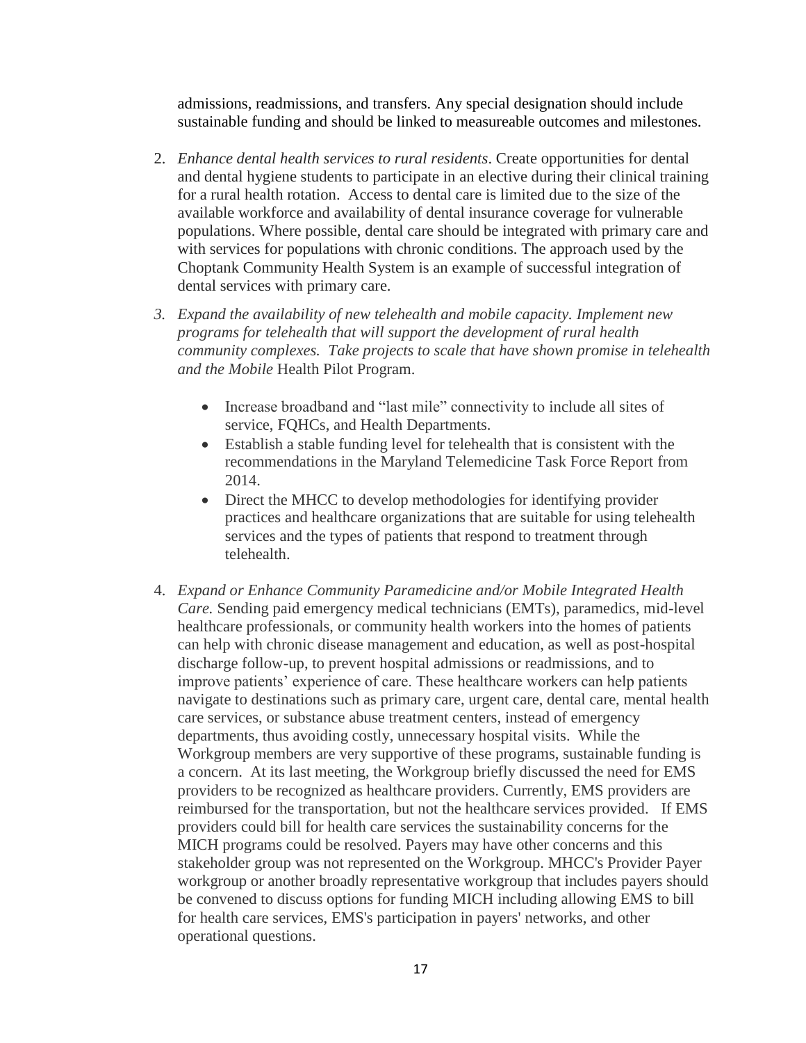admissions, readmissions, and transfers. Any special designation should include sustainable funding and should be linked to measureable outcomes and milestones.

2. *Enhance dental health services to rural residents*. Create opportunities for dental and dental hygiene students to participate in an elective during their clinical training for a rural health rotation. Access to dental care is limited due to the size of the available workforce and availability of dental insurance coverage for vulnerable populations. Where possible, dental care should be integrated with primary care and with services for populations with chronic conditions. The approach used by the Choptank Community Health System is an example of successful integration of dental services with primary care.

3. *Expand the availability of new telehealth and mobile capacity. Implement new programs for telehealth that will support the development of rural health community complexes. Take projects to scale that have shown promise in telehealth and the Mobile* Health Pilot Program.

    - Increase broadband and "last mile" connectivity to include all sites of service, FQHCs, and Health Departments.
    - Establish a stable funding level for telehealth that is consistent with the recommendations in the Maryland Telemedicine Task Force Report from 2014.
    - Direct the MHCC to develop methodologies for identifying provider practices and healthcare organizations that are suitable for using telehealth services and the types of patients that respond to treatment through telehealth.

4. *Expand or Enhance Community Paramedicine and/or Mobile Integrated Health Care.* Sending paid emergency medical technicians (EMTs), paramedics, mid-level healthcare professionals, or community health workers into the homes of patients can help with chronic disease management and education, as well as post-hospital discharge follow-up, to prevent hospital admissions or readmissions, and to improve patients' experience of care. These healthcare workers can help patients navigate to destinations such as primary care, urgent care, dental care, mental health care services, or substance abuse treatment centers, instead of emergency departments, thus avoiding costly, unnecessary hospital visits. While the Workgroup members are very supportive of these programs, sustainable funding is a concern. At its last meeting, the Workgroup briefly discussed the need for EMS providers to be recognized as healthcare providers. Currently, EMS providers are reimbursed for the transportation, but not the healthcare services provided. If EMS providers could bill for health care services the sustainability concerns for the MICH programs could be resolved. Payers may have other concerns and this stakeholder group was not represented on the Workgroup. MHCC's Provider Payer workgroup or another broadly representative workgroup that includes payers should be convened to discuss options for funding MICH including allowing EMS to bill for health care services, EMS's participation in payers' networks, and other operational questions.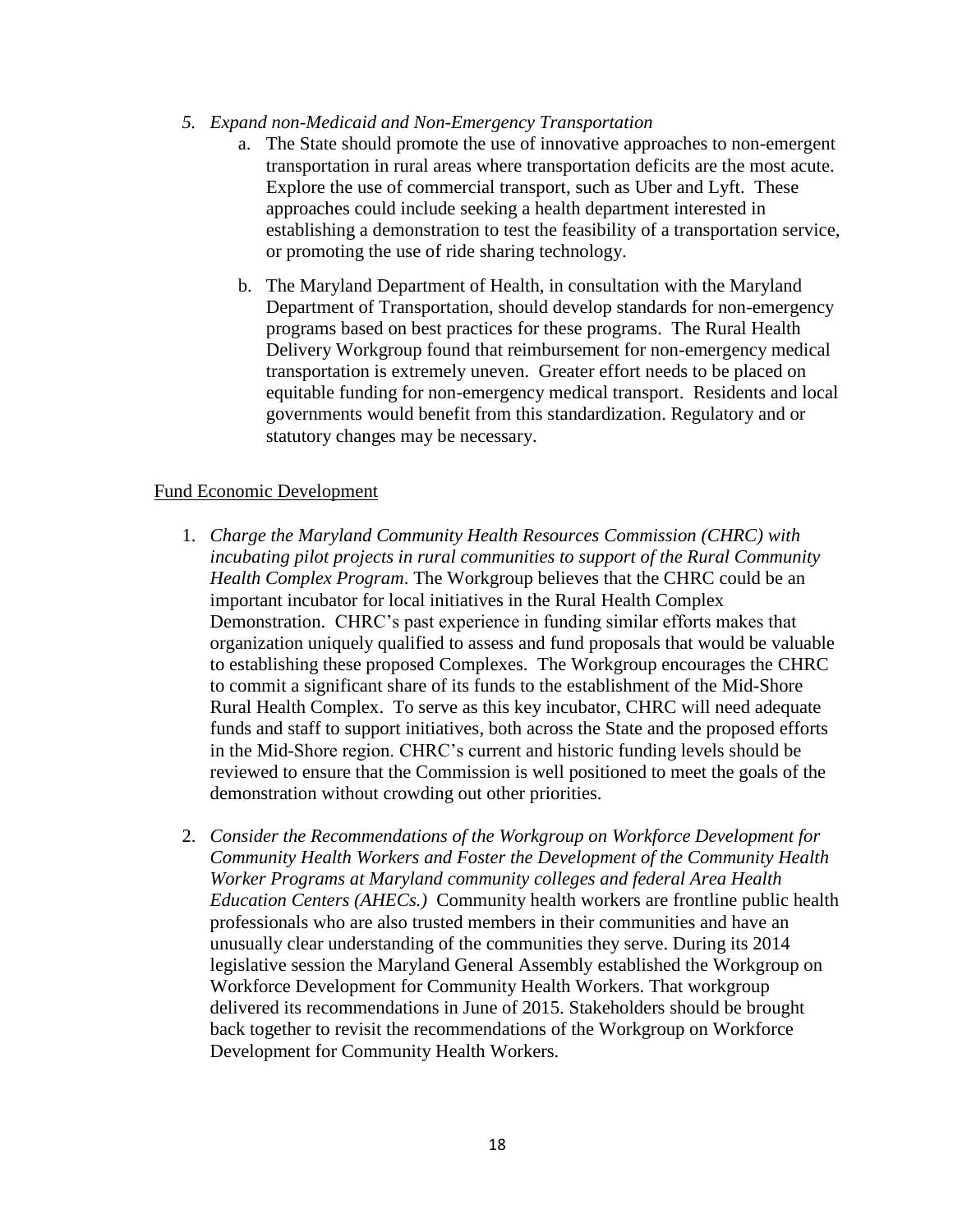5. *Expand non-Medicaid and Non-Emergency Transportation*
    a. The State should promote the use of innovative approaches to non-emergent transportation in rural areas where transportation deficits are the most acute. Explore the use of commercial transport, such as Uber and Lyft. These approaches could include seeking a health department interested in establishing a demonstration to test the feasibility of a transportation service, or promoting the use of ride sharing technology.

    b. The Maryland Department of Health, in consultation with the Maryland Department of Transportation, should develop standards for non-emergency programs based on best practices for these programs. The Rural Health Delivery Workgroup found that reimbursement for non-emergency medical transportation is extremely uneven. Greater effort needs to be placed on equitable funding for non-emergency medical transport. Residents and local governments would benefit from this standardization. Regulatory and or statutory changes may be necessary.

<u>Fund Economic Development</u>

1. *Charge the Maryland Community Health Resources Commission (CHRC) with incubating pilot projects in rural communities to support of the Rural Community Health Complex Program*. The Workgroup believes that the CHRC could be an important incubator for local initiatives in the Rural Health Complex Demonstration. CHRC's past experience in funding similar efforts makes that organization uniquely qualified to assess and fund proposals that would be valuable to establishing these proposed Complexes. The Workgroup encourages the CHRC to commit a significant share of its funds to the establishment of the Mid-Shore Rural Health Complex. To serve as this key incubator, CHRC will need adequate funds and staff to support initiatives, both across the State and the proposed efforts in the Mid-Shore region. CHRC's current and historic funding levels should be reviewed to ensure that the Commission is well positioned to meet the goals of the demonstration without crowding out other priorities.

2. *Consider the Recommendations of the Workgroup on Workforce Development for Community Health Workers and Foster the Development of the Community Health Worker Programs at Maryland community colleges and federal Area Health Education Centers (AHECs.)* Community health workers are frontline public health professionals who are also trusted members in their communities and have an unusually clear understanding of the communities they serve. During its 2014 legislative session the Maryland General Assembly established the Workgroup on Workforce Development for Community Health Workers. That workgroup delivered its recommendations in June of 2015. Stakeholders should be brought back together to revisit the recommendations of the Workgroup on Workforce Development for Community Health Workers.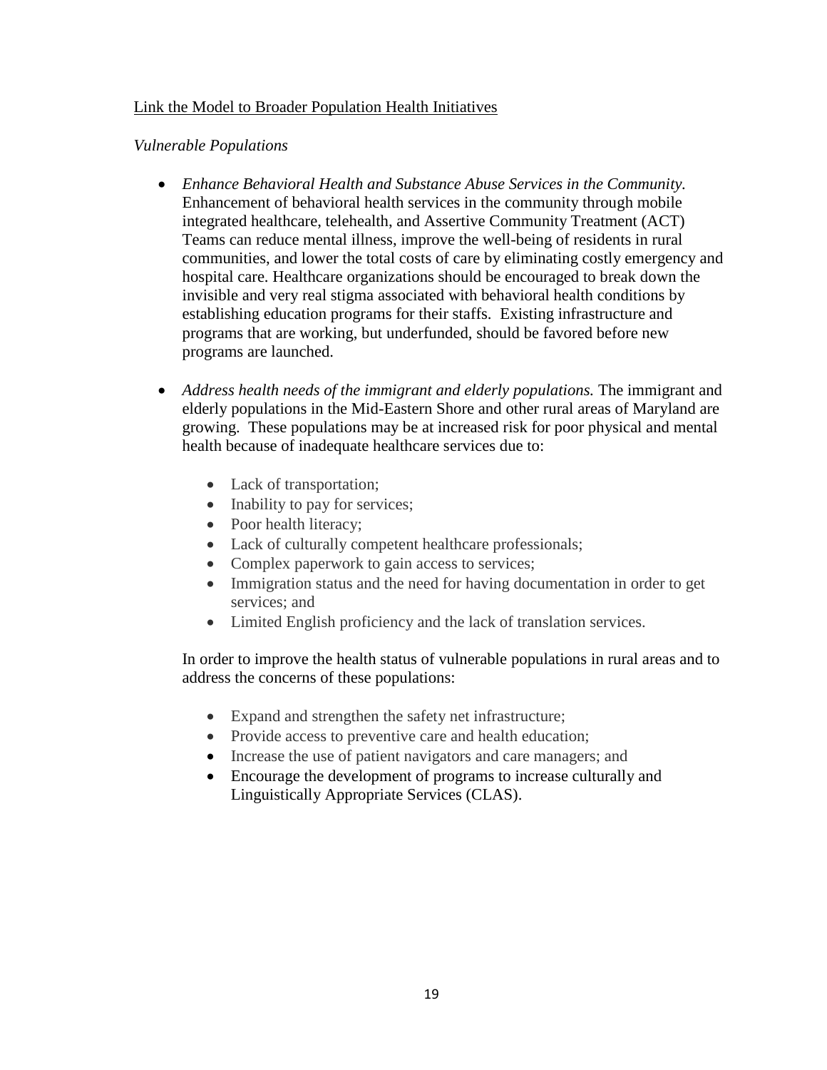<u>Link the Model to Broader Population Health Initiatives</u>

*Vulnerable Populations*

- *Enhance Behavioral Health and Substance Abuse Services in the Community.* Enhancement of behavioral health services in the community through mobile integrated healthcare, telehealth, and Assertive Community Treatment (ACT) Teams can reduce mental illness, improve the well-being of residents in rural communities, and lower the total costs of care by eliminating costly emergency and hospital care. Healthcare organizations should be encouraged to break down the invisible and very real stigma associated with behavioral health conditions by establishing education programs for their staffs. Existing infrastructure and programs that are working, but underfunded, should be favored before new programs are launched.

- *Address health needs of the immigrant and elderly populations.* The immigrant and elderly populations in the Mid-Eastern Shore and other rural areas of Maryland are growing. These populations may be at increased risk for poor physical and mental health because of inadequate healthcare services due to:

  - Lack of transportation;
  - Inability to pay for services;
  - Poor health literacy;
  - Lack of culturally competent healthcare professionals;
  - Complex paperwork to gain access to services;
  - Immigration status and the need for having documentation in order to get services; and
  - Limited English proficiency and the lack of translation services.

  In order to improve the health status of vulnerable populations in rural areas and to address the concerns of these populations:

  - Expand and strengthen the safety net infrastructure;
  - Provide access to preventive care and health education;
  - Increase the use of patient navigators and care managers; and
  - Encourage the development of programs to increase culturally and Linguistically Appropriate Services (CLAS).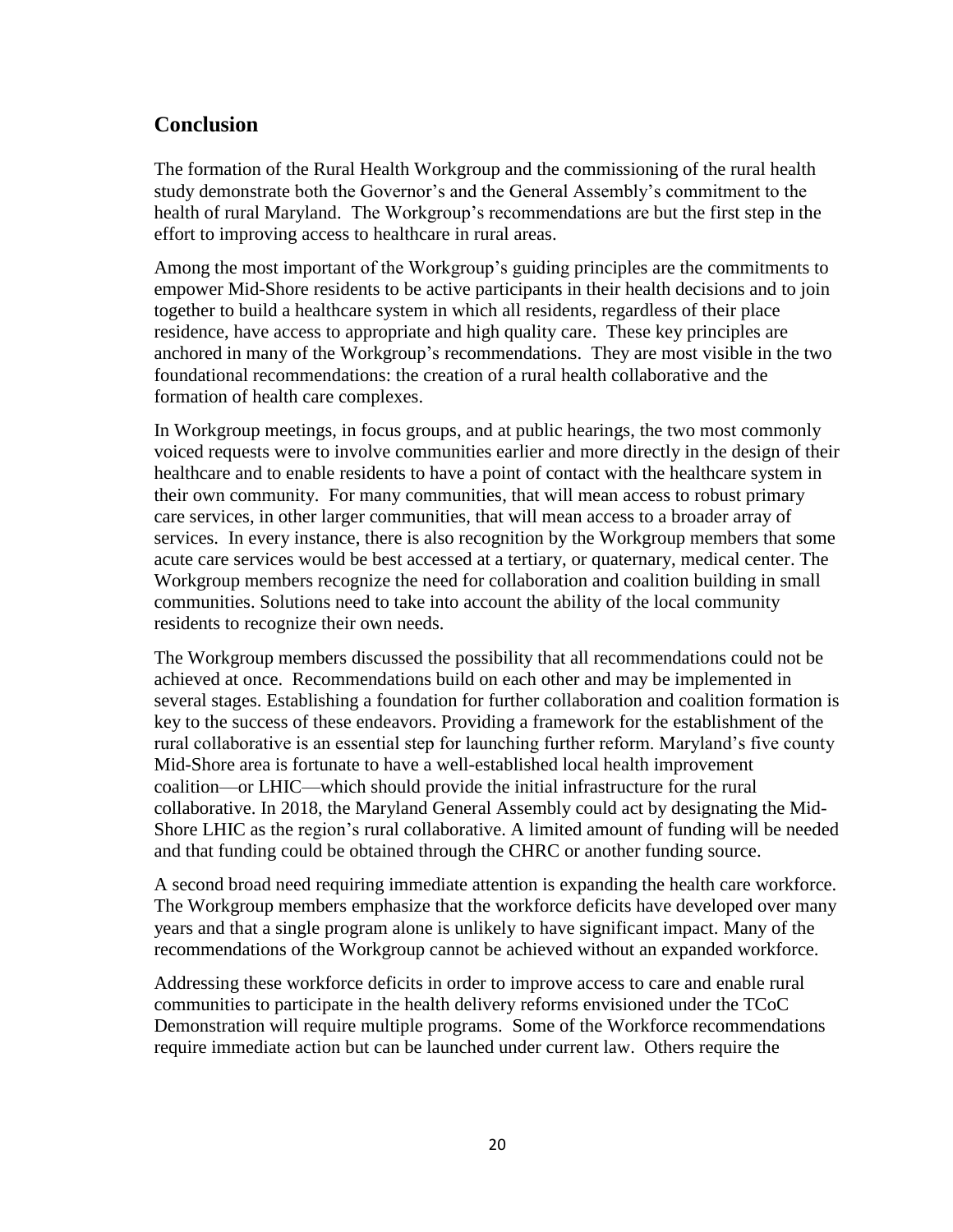## Conclusion

The formation of the Rural Health Workgroup and the commissioning of the rural health study demonstrate both the Governor's and the General Assembly's commitment to the health of rural Maryland. The Workgroup's recommendations are but the first step in the effort to improving access to healthcare in rural areas.

Among the most important of the Workgroup's guiding principles are the commitments to empower Mid-Shore residents to be active participants in their health decisions and to join together to build a healthcare system in which all residents, regardless of their place residence, have access to appropriate and high quality care. These key principles are anchored in many of the Workgroup's recommendations. They are most visible in the two foundational recommendations: the creation of a rural health collaborative and the formation of health care complexes.

In Workgroup meetings, in focus groups, and at public hearings, the two most commonly voiced requests were to involve communities earlier and more directly in the design of their healthcare and to enable residents to have a point of contact with the healthcare system in their own community. For many communities, that will mean access to robust primary care services, in other larger communities, that will mean access to a broader array of services. In every instance, there is also recognition by the Workgroup members that some acute care services would be best accessed at a tertiary, or quaternary, medical center. The Workgroup members recognize the need for collaboration and coalition building in small communities. Solutions need to take into account the ability of the local community residents to recognize their own needs.

The Workgroup members discussed the possibility that all recommendations could not be achieved at once. Recommendations build on each other and may be implemented in several stages. Establishing a foundation for further collaboration and coalition formation is key to the success of these endeavors. Providing a framework for the establishment of the rural collaborative is an essential step for launching further reform. Maryland's five county Mid-Shore area is fortunate to have a well-established local health improvement coalition—or LHIC—which should provide the initial infrastructure for the rural collaborative. In 2018, the Maryland General Assembly could act by designating the Mid-Shore LHIC as the region's rural collaborative. A limited amount of funding will be needed and that funding could be obtained through the CHRC or another funding source.

A second broad need requiring immediate attention is expanding the health care workforce. The Workgroup members emphasize that the workforce deficits have developed over many years and that a single program alone is unlikely to have significant impact. Many of the recommendations of the Workgroup cannot be achieved without an expanded workforce.

Addressing these workforce deficits in order to improve access to care and enable rural communities to participate in the health delivery reforms envisioned under the TCoC Demonstration will require multiple programs. Some of the Workforce recommendations require immediate action but can be launched under current law. Others require the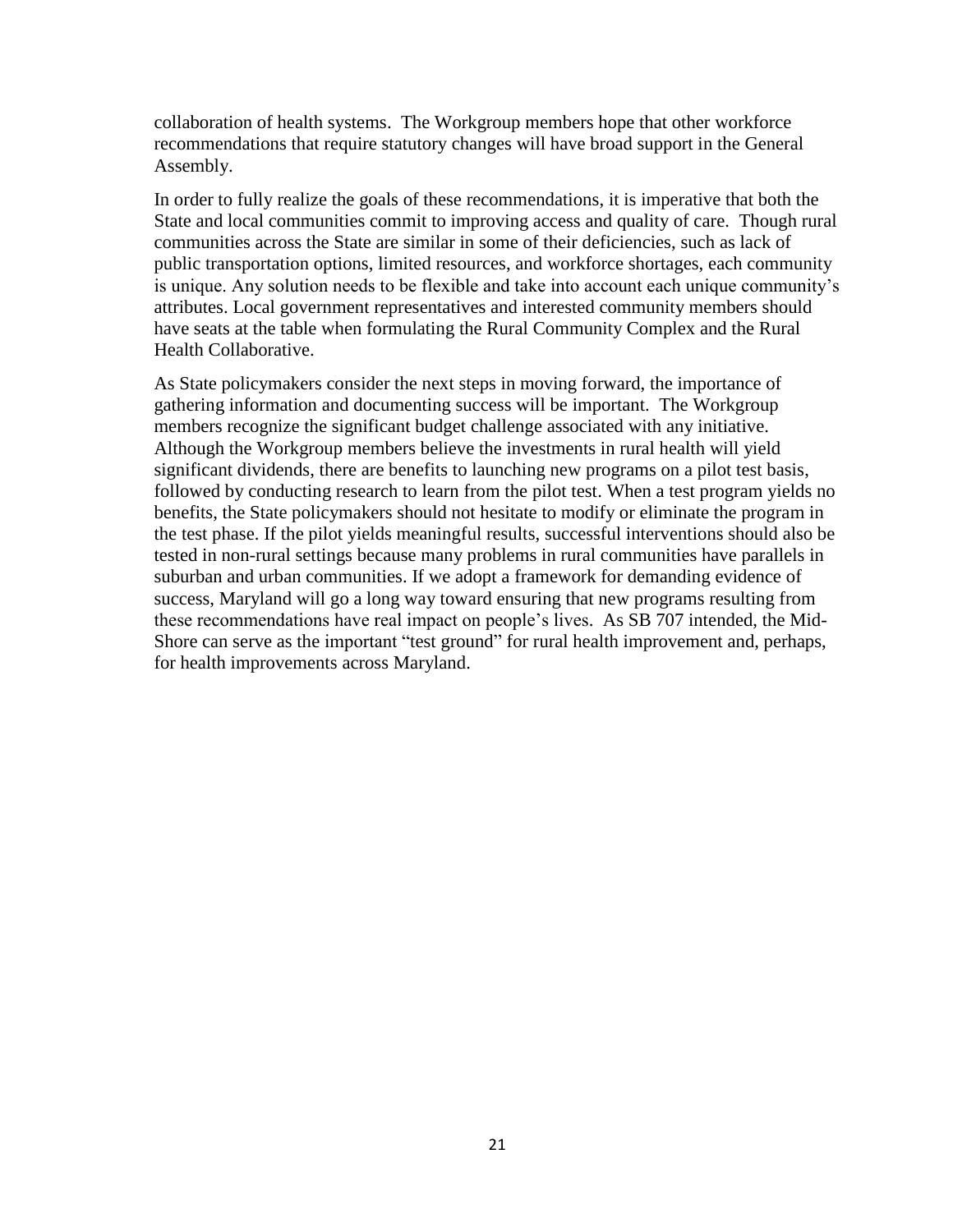collaboration of health systems. The Workgroup members hope that other workforce recommendations that require statutory changes will have broad support in the General Assembly.

In order to fully realize the goals of these recommendations, it is imperative that both the State and local communities commit to improving access and quality of care. Though rural communities across the State are similar in some of their deficiencies, such as lack of public transportation options, limited resources, and workforce shortages, each community is unique. Any solution needs to be flexible and take into account each unique community's attributes. Local government representatives and interested community members should have seats at the table when formulating the Rural Community Complex and the Rural Health Collaborative.

As State policymakers consider the next steps in moving forward, the importance of gathering information and documenting success will be important. The Workgroup members recognize the significant budget challenge associated with any initiative. Although the Workgroup members believe the investments in rural health will yield significant dividends, there are benefits to launching new programs on a pilot test basis, followed by conducting research to learn from the pilot test. When a test program yields no benefits, the State policymakers should not hesitate to modify or eliminate the program in the test phase. If the pilot yields meaningful results, successful interventions should also be tested in non-rural settings because many problems in rural communities have parallels in suburban and urban communities. If we adopt a framework for demanding evidence of success, Maryland will go a long way toward ensuring that new programs resulting from these recommendations have real impact on people's lives. As SB 707 intended, the Mid-Shore can serve as the important "test ground" for rural health improvement and, perhaps, for health improvements across Maryland.